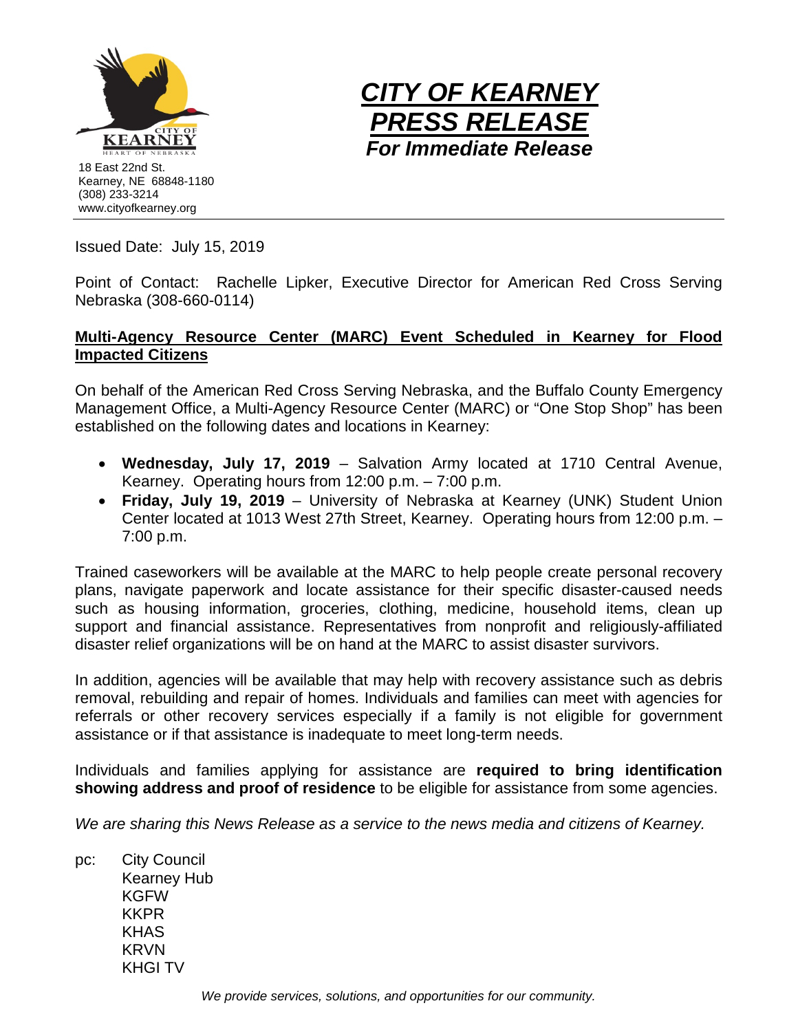18 East 22nd St.
Kearney, NE 68848-1180
(308) 233-3214
www.cityofkearney.org

# CITY OF KEARNEY PRESS RELEASE

***For Immediate Release***

Issued Date: July 15, 2019

Point of Contact: Rachelle Lipker, Executive Director for American Red Cross Serving Nebraska (308-660-0114)

## Multi-Agency Resource Center (MARC) Event Scheduled in Kearney for Flood Impacted Citizens

On behalf of the American Red Cross Serving Nebraska, and the Buffalo County Emergency Management Office, a Multi-Agency Resource Center (MARC) or "One Stop Shop" has been established on the following dates and locations in Kearney:

- **Wednesday, July 17, 2019** – Salvation Army located at 1710 Central Avenue, Kearney. Operating hours from 12:00 p.m. – 7:00 p.m.
- **Friday, July 19, 2019** – University of Nebraska at Kearney (UNK) Student Union Center located at 1013 West 27th Street, Kearney. Operating hours from 12:00 p.m. – 7:00 p.m.

Trained caseworkers will be available at the MARC to help people create personal recovery plans, navigate paperwork and locate assistance for their specific disaster-caused needs such as housing information, groceries, clothing, medicine, household items, clean up support and financial assistance. Representatives from nonprofit and religiously-affiliated disaster relief organizations will be on hand at the MARC to assist disaster survivors.

In addition, agencies will be available that may help with recovery assistance such as debris removal, rebuilding and repair of homes. Individuals and families can meet with agencies for referrals or other recovery services especially if a family is not eligible for government assistance or if that assistance is inadequate to meet long-term needs.

Individuals and families applying for assistance are **required to bring identification showing address and proof of residence** to be eligible for assistance from some agencies.

*We are sharing this News Release as a service to the news media and citizens of Kearney.*

pc: City Council
Kearney Hub
KGFW
KKPR
KHAS
KRVN
KHGI TV

*We provide services, solutions, and opportunities for our community.*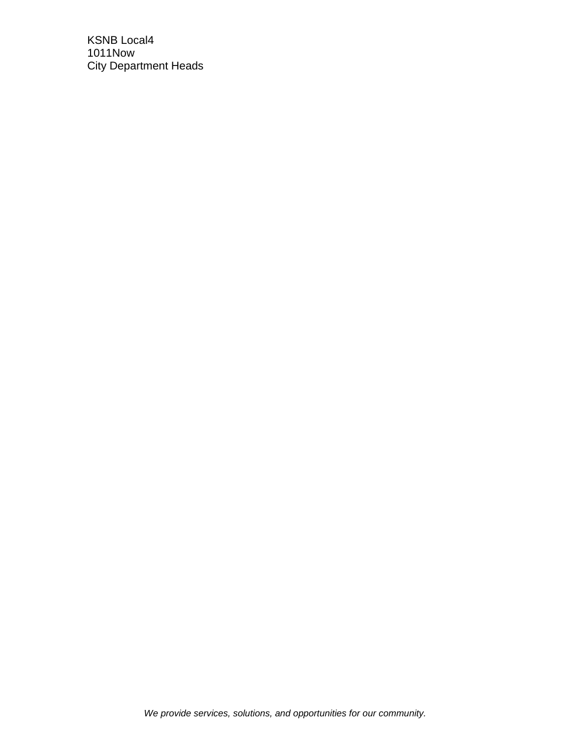KSNB Local4
1011Now
City Department Heads

*We provide services, solutions, and opportunities for our community.*